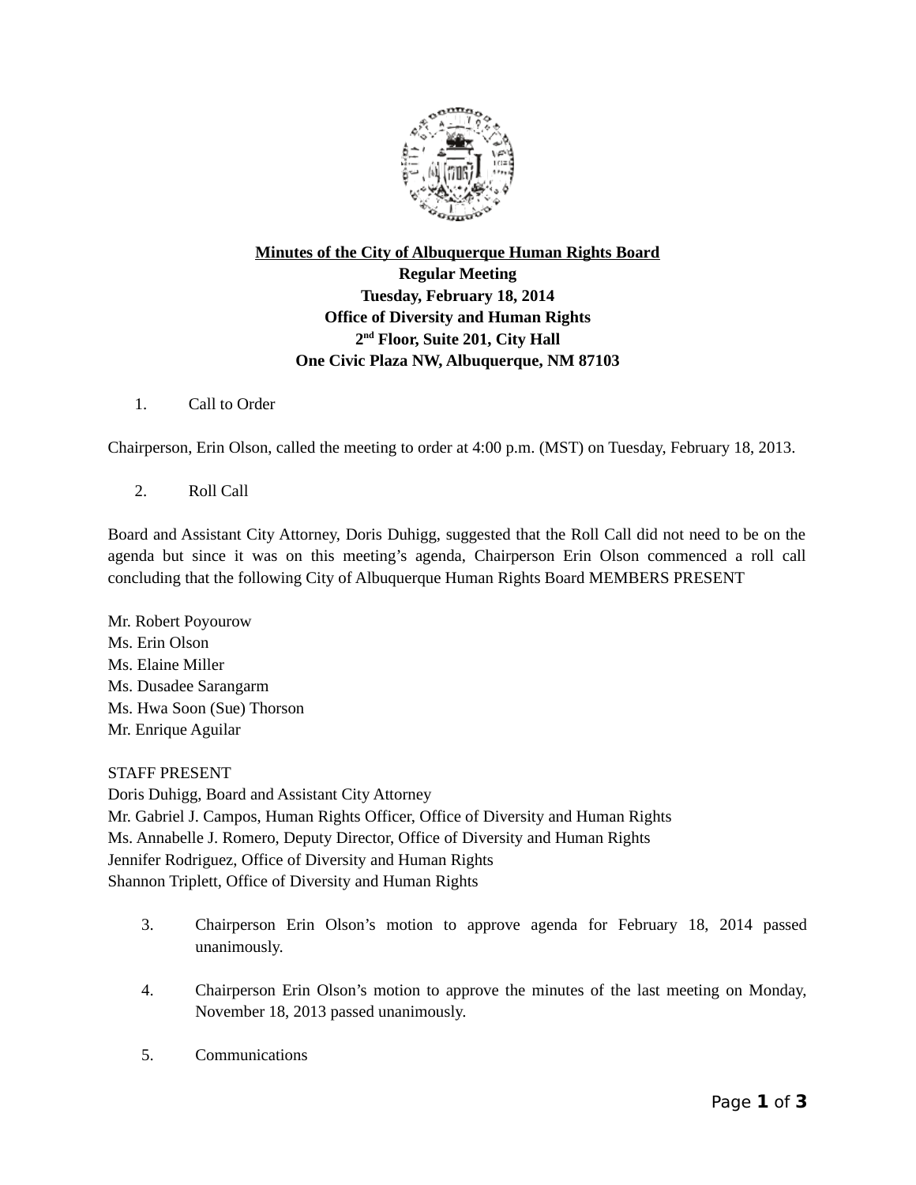**<u>Minutes of the City of Albuquerque Human Rights Board</u>**
**Regular Meeting**
**Tuesday, February 18, 2014**
**Office of Diversity and Human Rights**
**2nd Floor, Suite 201, City Hall**
**One Civic Plaza NW, Albuquerque, NM 87103**

1. Call to Order

Chairperson, Erin Olson, called the meeting to order at 4:00 p.m. (MST) on Tuesday, February 18, 2013.

2. Roll Call

Board and Assistant City Attorney, Doris Duhigg, suggested that the Roll Call did not need to be on the agenda but since it was on this meeting's agenda, Chairperson Erin Olson commenced a roll call concluding that the following City of Albuquerque Human Rights Board MEMBERS PRESENT

Mr. Robert Poyourow
Ms. Erin Olson
Ms. Elaine Miller
Ms. Dusadee Sarangarm
Ms. Hwa Soon (Sue) Thorson
Mr. Enrique Aguilar

STAFF PRESENT
Doris Duhigg, Board and Assistant City Attorney
Mr. Gabriel J. Campos, Human Rights Officer, Office of Diversity and Human Rights
Ms. Annabelle J. Romero, Deputy Director, Office of Diversity and Human Rights
Jennifer Rodriguez, Office of Diversity and Human Rights
Shannon Triplett, Office of Diversity and Human Rights

3. Chairperson Erin Olson's motion to approve agenda for February 18, 2014 passed unanimously.

4. Chairperson Erin Olson's motion to approve the minutes of the last meeting on Monday, November 18, 2013 passed unanimously.

5. Communications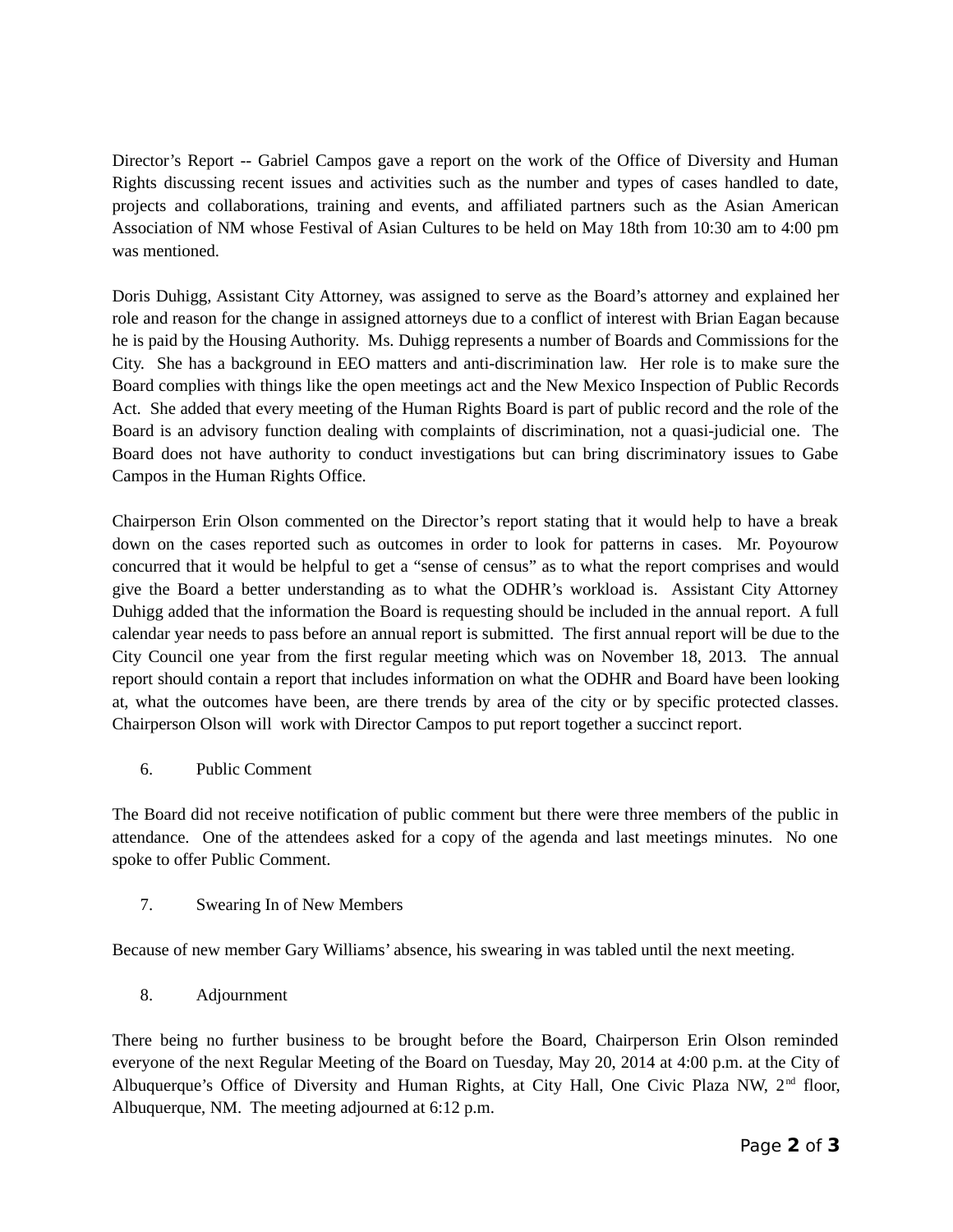Director's Report -- Gabriel Campos gave a report on the work of the Office of Diversity and Human Rights discussing recent issues and activities such as the number and types of cases handled to date, projects and collaborations, training and events, and affiliated partners such as the Asian American Association of NM whose Festival of Asian Cultures to be held on May 18th from 10:30 am to 4:00 pm was mentioned.

Doris Duhigg, Assistant City Attorney, was assigned to serve as the Board's attorney and explained her role and reason for the change in assigned attorneys due to a conflict of interest with Brian Eagan because he is paid by the Housing Authority. Ms. Duhigg represents a number of Boards and Commissions for the City. She has a background in EEO matters and anti-discrimination law. Her role is to make sure the Board complies with things like the open meetings act and the New Mexico Inspection of Public Records Act. She added that every meeting of the Human Rights Board is part of public record and the role of the Board is an advisory function dealing with complaints of discrimination, not a quasi-judicial one. The Board does not have authority to conduct investigations but can bring discriminatory issues to Gabe Campos in the Human Rights Office.

Chairperson Erin Olson commented on the Director's report stating that it would help to have a break down on the cases reported such as outcomes in order to look for patterns in cases. Mr. Poyourow concurred that it would be helpful to get a "sense of census" as to what the report comprises and would give the Board a better understanding as to what the ODHR's workload is. Assistant City Attorney Duhigg added that the information the Board is requesting should be included in the annual report. A full calendar year needs to pass before an annual report is submitted. The first annual report will be due to the City Council one year from the first regular meeting which was on November 18, 2013. The annual report should contain a report that includes information on what the ODHR and Board have been looking at, what the outcomes have been, are there trends by area of the city or by specific protected classes. Chairperson Olson will work with Director Campos to put report together a succinct report.

6. Public Comment

The Board did not receive notification of public comment but there were three members of the public in attendance. One of the attendees asked for a copy of the agenda and last meetings minutes. No one spoke to offer Public Comment.

7. Swearing In of New Members

Because of new member Gary Williams' absence, his swearing in was tabled until the next meeting.

8. Adjournment

There being no further business to be brought before the Board, Chairperson Erin Olson reminded everyone of the next Regular Meeting of the Board on Tuesday, May 20, 2014 at 4:00 p.m. at the City of Albuquerque's Office of Diversity and Human Rights, at City Hall, One Civic Plaza NW, 2nd floor, Albuquerque, NM. The meeting adjourned at 6:12 p.m.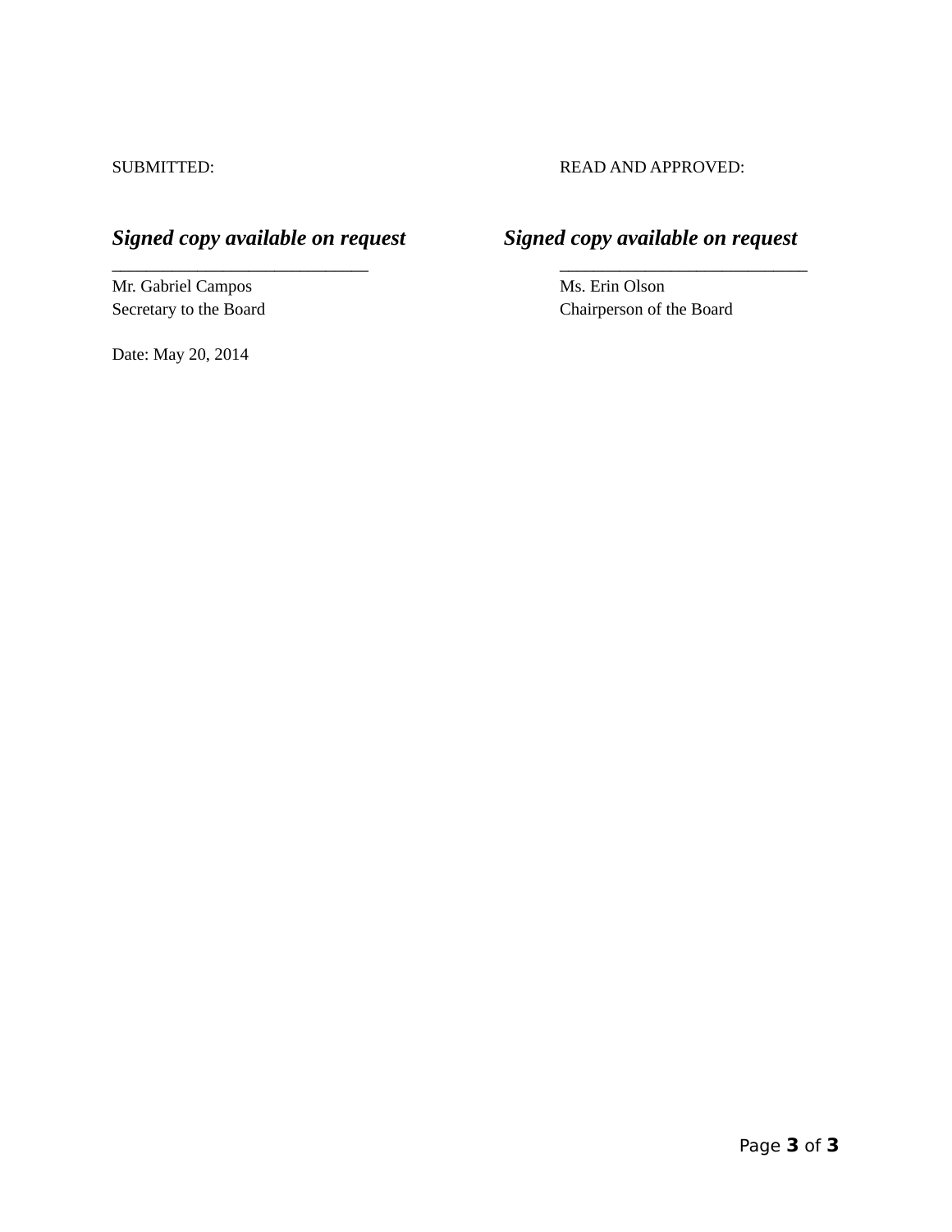SUBMITTED:

***Signed copy available on request***

______________________________

Mr. Gabriel Campos
Secretary to the Board

Date: May 20, 2014

READ AND APPROVED:

***Signed copy available on request***

______________________________

Ms. Erin Olson
Chairperson of the Board